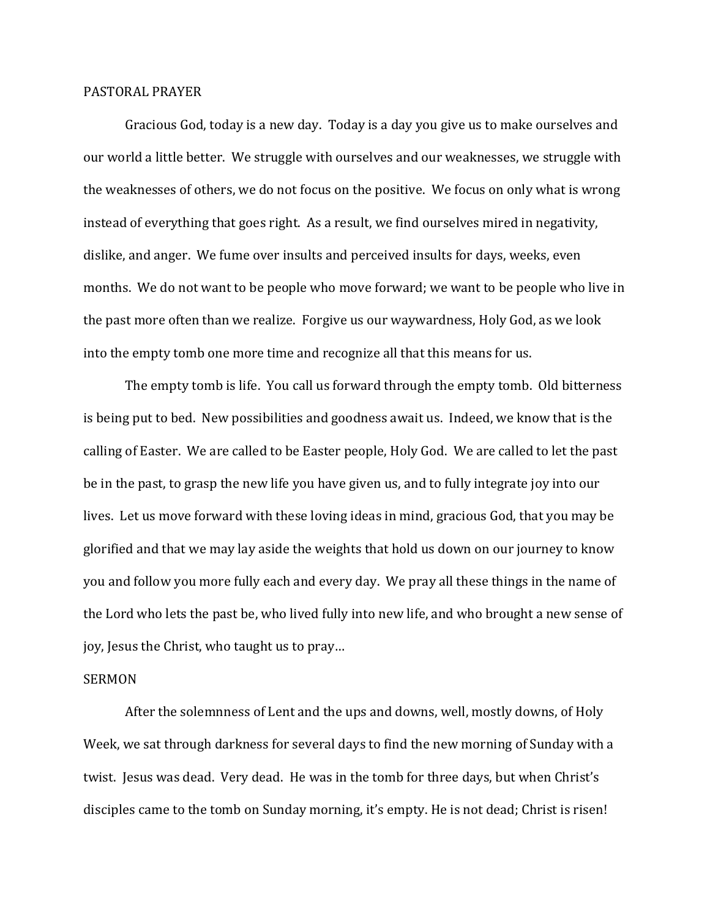## PASTORAL PRAYER

Gracious God, today is a new day. Today is a day you give us to make ourselves and our world a little better. We struggle with ourselves and our weaknesses, we struggle with the weaknesses of others, we do not focus on the positive. We focus on only what is wrong instead of everything that goes right. As a result, we find ourselves mired in negativity, dislike, and anger. We fume over insults and perceived insults for days, weeks, even months. We do not want to be people who move forward; we want to be people who live in the past more often than we realize. Forgive us our waywardness, Holy God, as we look into the empty tomb one more time and recognize all that this means for us.

The empty tomb is life. You call us forward through the empty tomb. Old bitterness is being put to bed. New possibilities and goodness await us. Indeed, we know that is the calling of Easter. We are called to be Easter people, Holy God. We are called to let the past be in the past, to grasp the new life you have given us, and to fully integrate joy into our lives. Let us move forward with these loving ideas in mind, gracious God, that you may be glorified and that we may lay aside the weights that hold us down on our journey to know you and follow you more fully each and every day. We pray all these things in the name of the Lord who lets the past be, who lived fully into new life, and who brought a new sense of joy, Jesus the Christ, who taught us to pray…

## SERMON

After the solemnness of Lent and the ups and downs, well, mostly downs, of Holy Week, we sat through darkness for several days to find the new morning of Sunday with a twist. Jesus was dead. Very dead. He was in the tomb for three days, but when Christ's disciples came to the tomb on Sunday morning, it's empty. He is not dead; Christ is risen!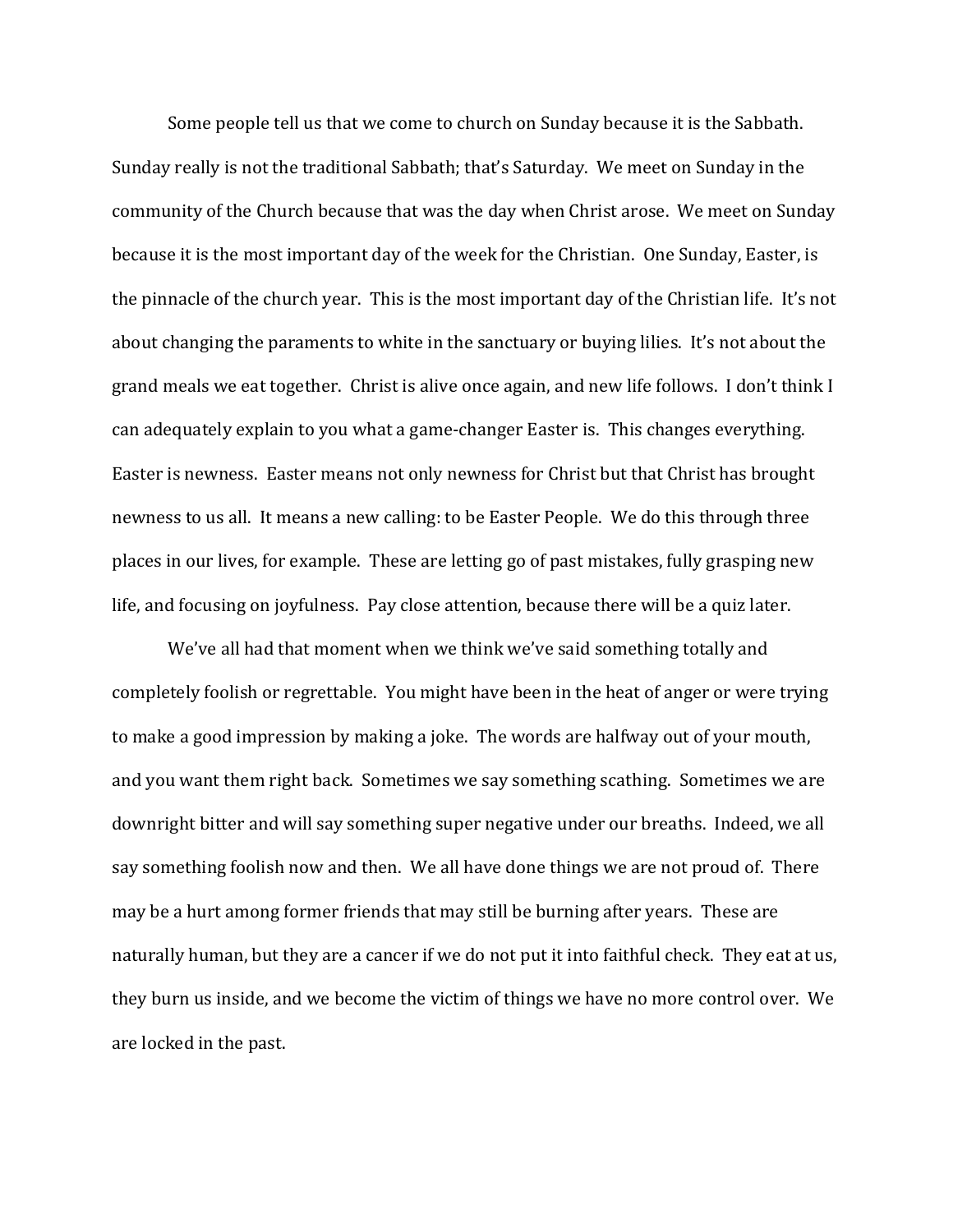Some people tell us that we come to church on Sunday because it is the Sabbath. Sunday really is not the traditional Sabbath; that's Saturday. We meet on Sunday in the community of the Church because that was the day when Christ arose. We meet on Sunday because it is the most important day of the week for the Christian. One Sunday, Easter, is the pinnacle of the church year. This is the most important day of the Christian life. It's not about changing the paraments to white in the sanctuary or buying lilies. It's not about the grand meals we eat together. Christ is alive once again, and new life follows. I don't think I can adequately explain to you what a game-changer Easter is. This changes everything. Easter is newness. Easter means not only newness for Christ but that Christ has brought newness to us all. It means a new calling: to be Easter People. We do this through three places in our lives, for example. These are letting go of past mistakes, fully grasping new life, and focusing on joyfulness. Pay close attention, because there will be a quiz later.

We've all had that moment when we think we've said something totally and completely foolish or regrettable. You might have been in the heat of anger or were trying to make a good impression by making a joke. The words are halfway out of your mouth, and you want them right back. Sometimes we say something scathing. Sometimes we are downright bitter and will say something super negative under our breaths. Indeed, we all say something foolish now and then. We all have done things we are not proud of. There may be a hurt among former friends that may still be burning after years. These are naturally human, but they are a cancer if we do not put it into faithful check. They eat at us, they burn us inside, and we become the victim of things we have no more control over. We are locked in the past.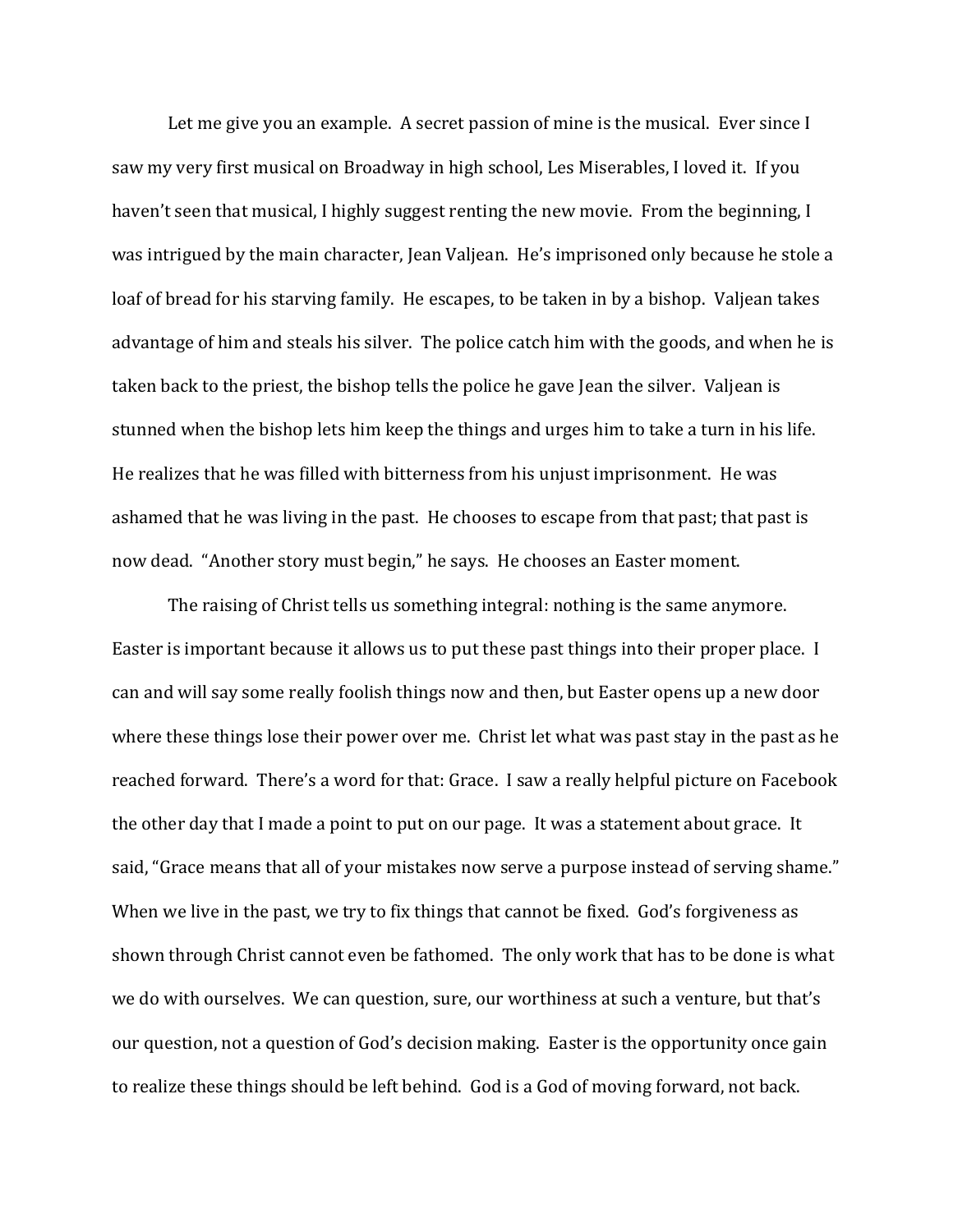Let me give you an example. A secret passion of mine is the musical. Ever since I saw my very first musical on Broadway in high school, Les Miserables, I loved it. If you haven't seen that musical, I highly suggest renting the new movie. From the beginning, I was intrigued by the main character, Jean Valjean. He's imprisoned only because he stole a loaf of bread for his starving family. He escapes, to be taken in by a bishop. Valjean takes advantage of him and steals his silver. The police catch him with the goods, and when he is taken back to the priest, the bishop tells the police he gave Jean the silver. Valjean is stunned when the bishop lets him keep the things and urges him to take a turn in his life. He realizes that he was filled with bitterness from his unjust imprisonment. He was ashamed that he was living in the past. He chooses to escape from that past; that past is now dead. "Another story must begin," he says. He chooses an Easter moment.

The raising of Christ tells us something integral: nothing is the same anymore. Easter is important because it allows us to put these past things into their proper place. I can and will say some really foolish things now and then, but Easter opens up a new door where these things lose their power over me. Christ let what was past stay in the past as he reached forward. There's a word for that: Grace. I saw a really helpful picture on Facebook the other day that I made a point to put on our page. It was a statement about grace. It said, "Grace means that all of your mistakes now serve a purpose instead of serving shame." When we live in the past, we try to fix things that cannot be fixed. God's forgiveness as shown through Christ cannot even be fathomed. The only work that has to be done is what we do with ourselves. We can question, sure, our worthiness at such a venture, but that's our question, not a question of God's decision making. Easter is the opportunity once gain to realize these things should be left behind. God is a God of moving forward, not back.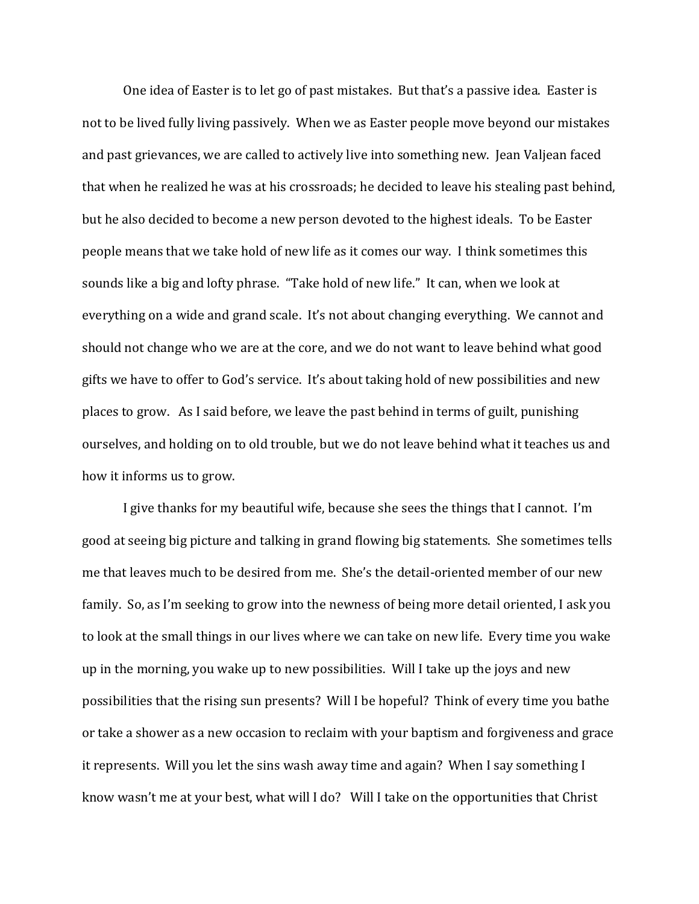One idea of Easter is to let go of past mistakes. But that's a passive idea. Easter is not to be lived fully living passively. When we as Easter people move beyond our mistakes and past grievances, we are called to actively live into something new. Jean Valjean faced that when he realized he was at his crossroads; he decided to leave his stealing past behind, but he also decided to become a new person devoted to the highest ideals. To be Easter people means that we take hold of new life as it comes our way. I think sometimes this sounds like a big and lofty phrase. "Take hold of new life." It can, when we look at everything on a wide and grand scale. It's not about changing everything. We cannot and should not change who we are at the core, and we do not want to leave behind what good gifts we have to offer to God's service. It's about taking hold of new possibilities and new places to grow. As I said before, we leave the past behind in terms of guilt, punishing ourselves, and holding on to old trouble, but we do not leave behind what it teaches us and how it informs us to grow.

I give thanks for my beautiful wife, because she sees the things that I cannot. I'm good at seeing big picture and talking in grand flowing big statements. She sometimes tells me that leaves much to be desired from me. She's the detail-oriented member of our new family. So, as I'm seeking to grow into the newness of being more detail oriented, I ask you to look at the small things in our lives where we can take on new life. Every time you wake up in the morning, you wake up to new possibilities. Will I take up the joys and new possibilities that the rising sun presents? Will I be hopeful? Think of every time you bathe or take a shower as a new occasion to reclaim with your baptism and forgiveness and grace it represents. Will you let the sins wash away time and again? When I say something I know wasn't me at your best, what will I do? Will I take on the opportunities that Christ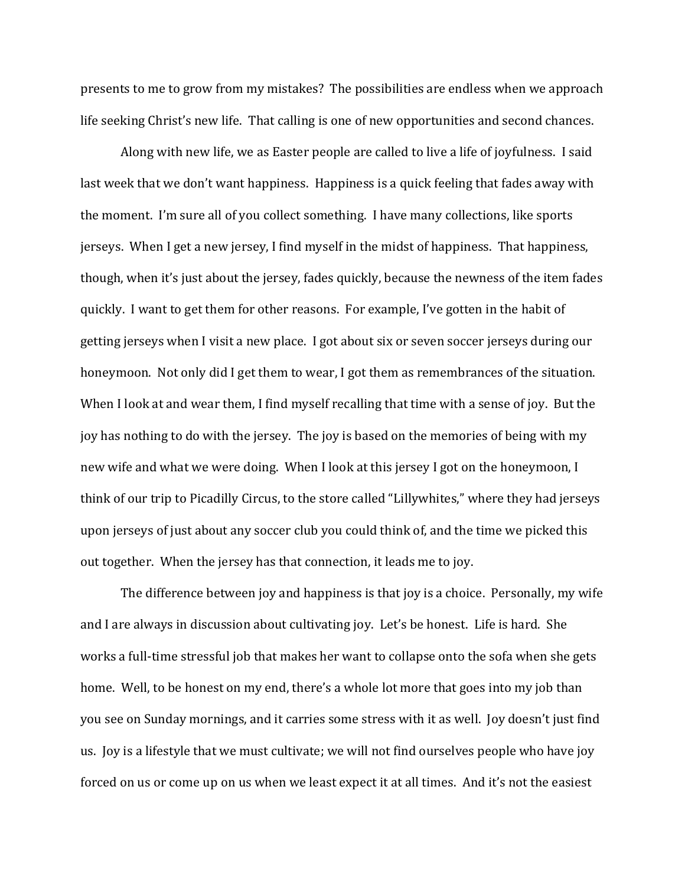presents to me to grow from my mistakes? The possibilities are endless when we approach life seeking Christ's new life. That calling is one of new opportunities and second chances.

Along with new life, we as Easter people are called to live a life of joyfulness. I said last week that we don't want happiness. Happiness is a quick feeling that fades away with the moment. I'm sure all of you collect something. I have many collections, like sports jerseys. When I get a new jersey, I find myself in the midst of happiness. That happiness, though, when it's just about the jersey, fades quickly, because the newness of the item fades quickly. I want to get them for other reasons. For example, I've gotten in the habit of getting jerseys when I visit a new place. I got about six or seven soccer jerseys during our honeymoon. Not only did I get them to wear, I got them as remembrances of the situation. When I look at and wear them, I find myself recalling that time with a sense of joy. But the joy has nothing to do with the jersey. The joy is based on the memories of being with my new wife and what we were doing. When I look at this jersey I got on the honeymoon, I think of our trip to Picadilly Circus, to the store called "Lillywhites," where they had jerseys upon jerseys of just about any soccer club you could think of, and the time we picked this out together. When the jersey has that connection, it leads me to joy.

The difference between joy and happiness is that joy is a choice. Personally, my wife and I are always in discussion about cultivating joy. Let's be honest. Life is hard. She works a full-time stressful job that makes her want to collapse onto the sofa when she gets home. Well, to be honest on my end, there's a whole lot more that goes into my job than you see on Sunday mornings, and it carries some stress with it as well. Joy doesn't just find us. Joy is a lifestyle that we must cultivate; we will not find ourselves people who have joy forced on us or come up on us when we least expect it at all times. And it's not the easiest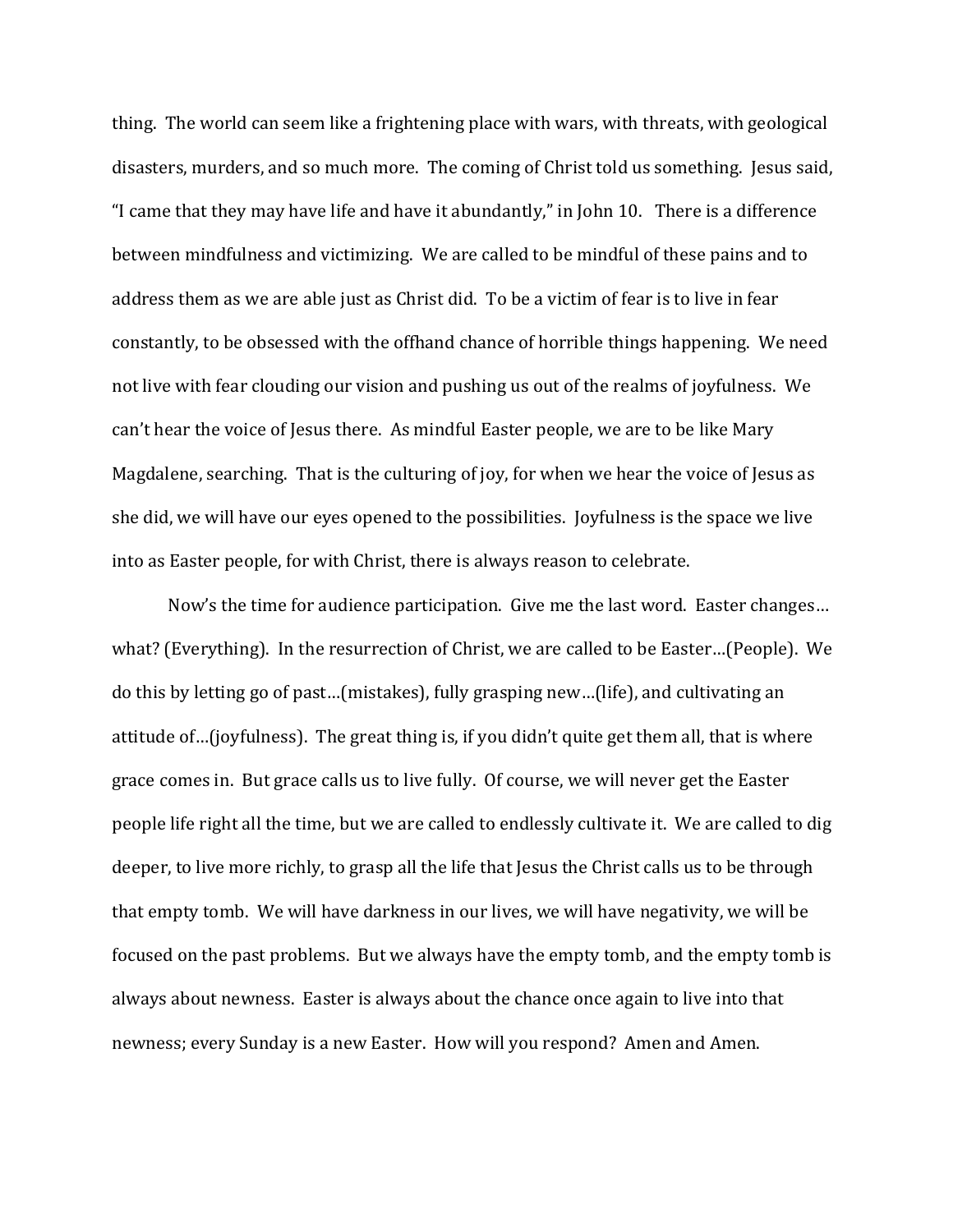thing. The world can seem like a frightening place with wars, with threats, with geological disasters, murders, and so much more. The coming of Christ told us something. Jesus said, "I came that they may have life and have it abundantly," in John 10. There is a difference between mindfulness and victimizing. We are called to be mindful of these pains and to address them as we are able just as Christ did. To be a victim of fear is to live in fear constantly, to be obsessed with the offhand chance of horrible things happening. We need not live with fear clouding our vision and pushing us out of the realms of joyfulness. We can't hear the voice of Jesus there. As mindful Easter people, we are to be like Mary Magdalene, searching. That is the culturing of joy, for when we hear the voice of Jesus as she did, we will have our eyes opened to the possibilities. Joyfulness is the space we live into as Easter people, for with Christ, there is always reason to celebrate.

Now's the time for audience participation. Give me the last word. Easter changes… what? (Everything). In the resurrection of Christ, we are called to be Easter…(People). We do this by letting go of past…(mistakes), fully grasping new…(life), and cultivating an attitude of…(joyfulness). The great thing is, if you didn't quite get them all, that is where grace comes in. But grace calls us to live fully. Of course, we will never get the Easter people life right all the time, but we are called to endlessly cultivate it. We are called to dig deeper, to live more richly, to grasp all the life that Jesus the Christ calls us to be through that empty tomb. We will have darkness in our lives, we will have negativity, we will be focused on the past problems. But we always have the empty tomb, and the empty tomb is always about newness. Easter is always about the chance once again to live into that newness; every Sunday is a new Easter. How will you respond? Amen and Amen.